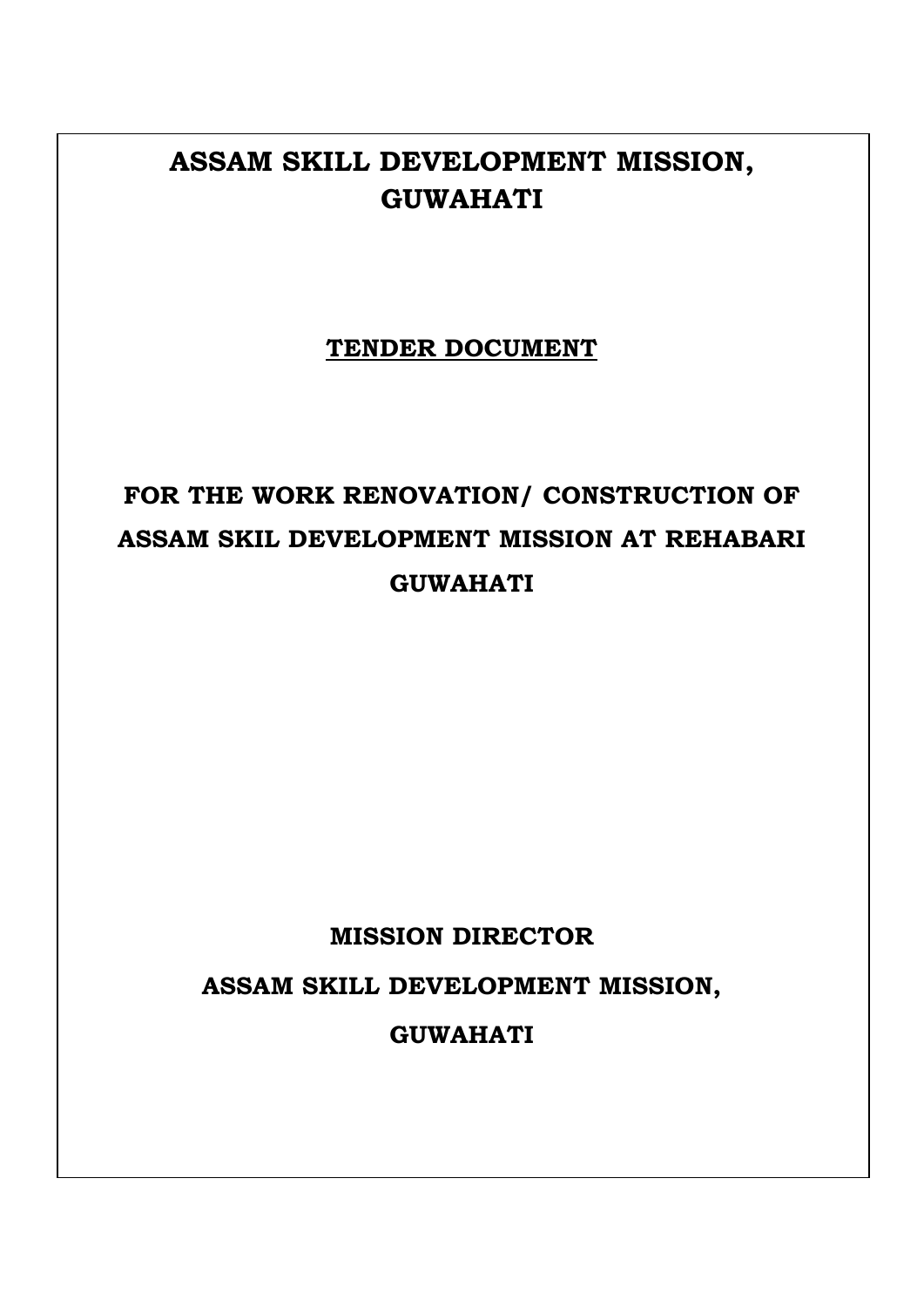# ASSAM SKILL DEVELOPMENT MISSION, GUWAHATI

**<u>TENDER DOCUMENT</u>**

## FOR THE WORK RENOVATION/ CONSTRUCTION OF ASSAM SKIL DEVELOPMENT MISSION AT REHABARI GUWAHATI

**MISSION DIRECTOR**

**ASSAM SKILL DEVELOPMENT MISSION,**

**GUWAHATI**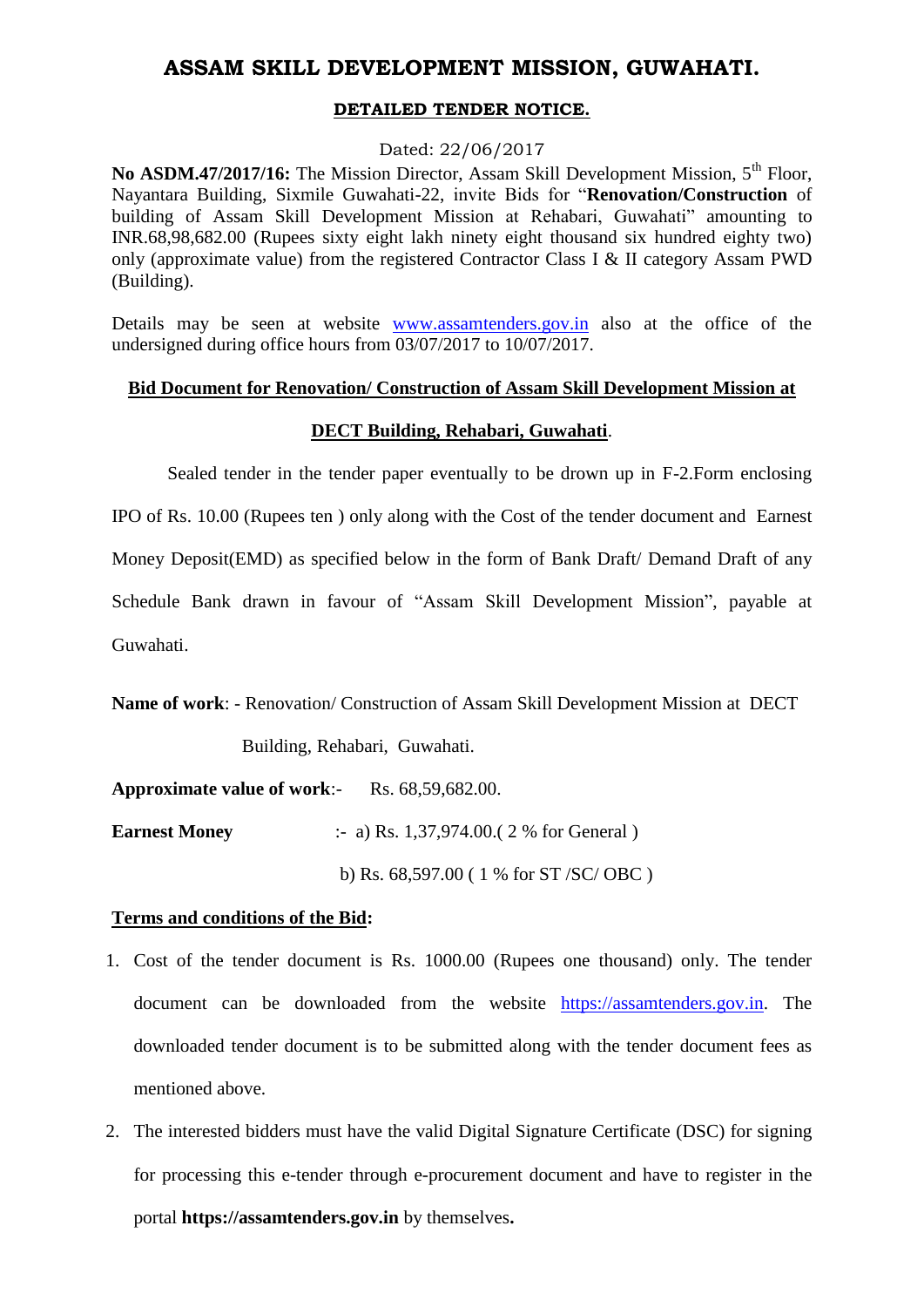# ASSAM SKILL DEVELOPMENT MISSION, GUWAHATI.

## DETAILED TENDER NOTICE.

Dated: 22/06/2017

**No ASDM.47/2017/16:** The Mission Director, Assam Skill Development Mission, 5th Floor, Nayantara Building, Sixmile Guwahati-22, invite Bids for "**Renovation/Construction** of building of Assam Skill Development Mission at Rehabari, Guwahati" amounting to INR.68,98,682.00 (Rupees sixty eight lakh ninety eight thousand six hundred eighty two) only (approximate value) from the registered Contractor Class I & II category Assam PWD (Building).

Details may be seen at website www.assamtenders.gov.in also at the office of the undersigned during office hours from 03/07/2017 to 10/07/2017.

**Bid Document for Renovation/ Construction of Assam Skill Development Mission at DECT Building, Rehabari, Guwahati**.

Sealed tender in the tender paper eventually to be drown up in F-2.Form enclosing IPO of Rs. 10.00 (Rupees ten ) only along with the Cost of the tender document and Earnest Money Deposit(EMD) as specified below in the form of Bank Draft/ Demand Draft of any Schedule Bank drawn in favour of "Assam Skill Development Mission", payable at Guwahati.

**Name of work**: - Renovation/ Construction of Assam Skill Development Mission at DECT Building, Rehabari, Guwahati.

**Approximate value of work**:- Rs. 68,59,682.00.

**Earnest Money** :- a) Rs. 1,37,974.00.( 2 % for General )

b) Rs. 68,597.00 ( 1 % for ST /SC/ OBC )

**Terms and conditions of the Bid:**

1. Cost of the tender document is Rs. 1000.00 (Rupees one thousand) only. The tender document can be downloaded from the website https://assamtenders.gov.in. The downloaded tender document is to be submitted along with the tender document fees as mentioned above.
2. The interested bidders must have the valid Digital Signature Certificate (DSC) for signing for processing this e-tender through e-procurement document and have to register in the portal **https://assamtenders.gov.in** by themselves**.**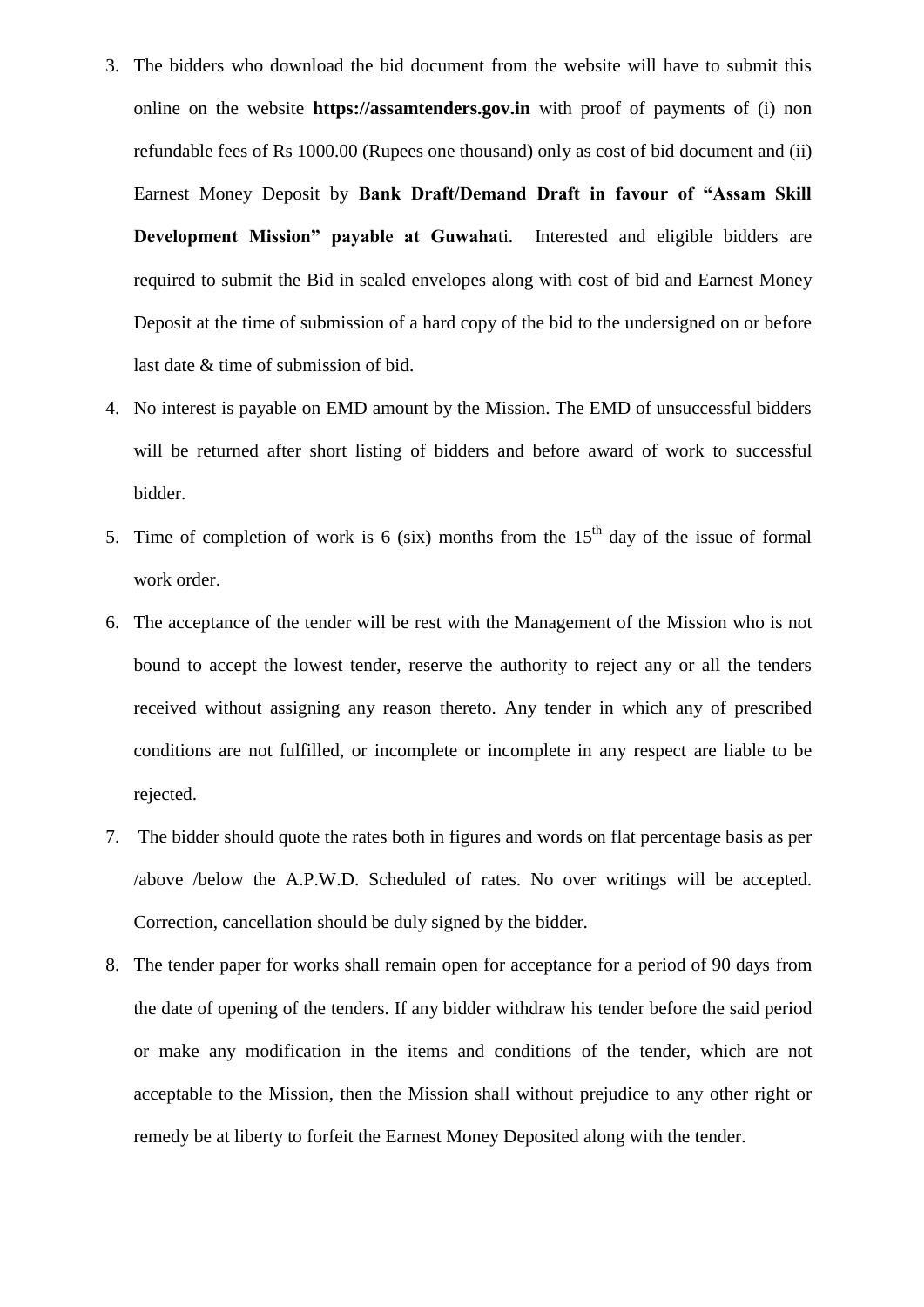3. The bidders who download the bid document from the website will have to submit this online on the website **https://assamtenders.gov.in** with proof of payments of (i) non refundable fees of Rs 1000.00 (Rupees one thousand) only as cost of bid document and (ii) Earnest Money Deposit by **Bank Draft/Demand Draft in favour of "Assam Skill Development Mission" payable at Guwaha**ti. Interested and eligible bidders are required to submit the Bid in sealed envelopes along with cost of bid and Earnest Money Deposit at the time of submission of a hard copy of the bid to the undersigned on or before last date & time of submission of bid.
4. No interest is payable on EMD amount by the Mission. The EMD of unsuccessful bidders will be returned after short listing of bidders and before award of work to successful bidder.
5. Time of completion of work is 6 (six) months from the 15th day of the issue of formal work order.
6. The acceptance of the tender will be rest with the Management of the Mission who is not bound to accept the lowest tender, reserve the authority to reject any or all the tenders received without assigning any reason thereto. Any tender in which any of prescribed conditions are not fulfilled, or incomplete or incomplete in any respect are liable to be rejected.
7. The bidder should quote the rates both in figures and words on flat percentage basis as per /above /below the A.P.W.D. Scheduled of rates. No over writings will be accepted. Correction, cancellation should be duly signed by the bidder.
8. The tender paper for works shall remain open for acceptance for a period of 90 days from the date of opening of the tenders. If any bidder withdraw his tender before the said period or make any modification in the items and conditions of the tender, which are not acceptable to the Mission, then the Mission shall without prejudice to any other right or remedy be at liberty to forfeit the Earnest Money Deposited along with the tender.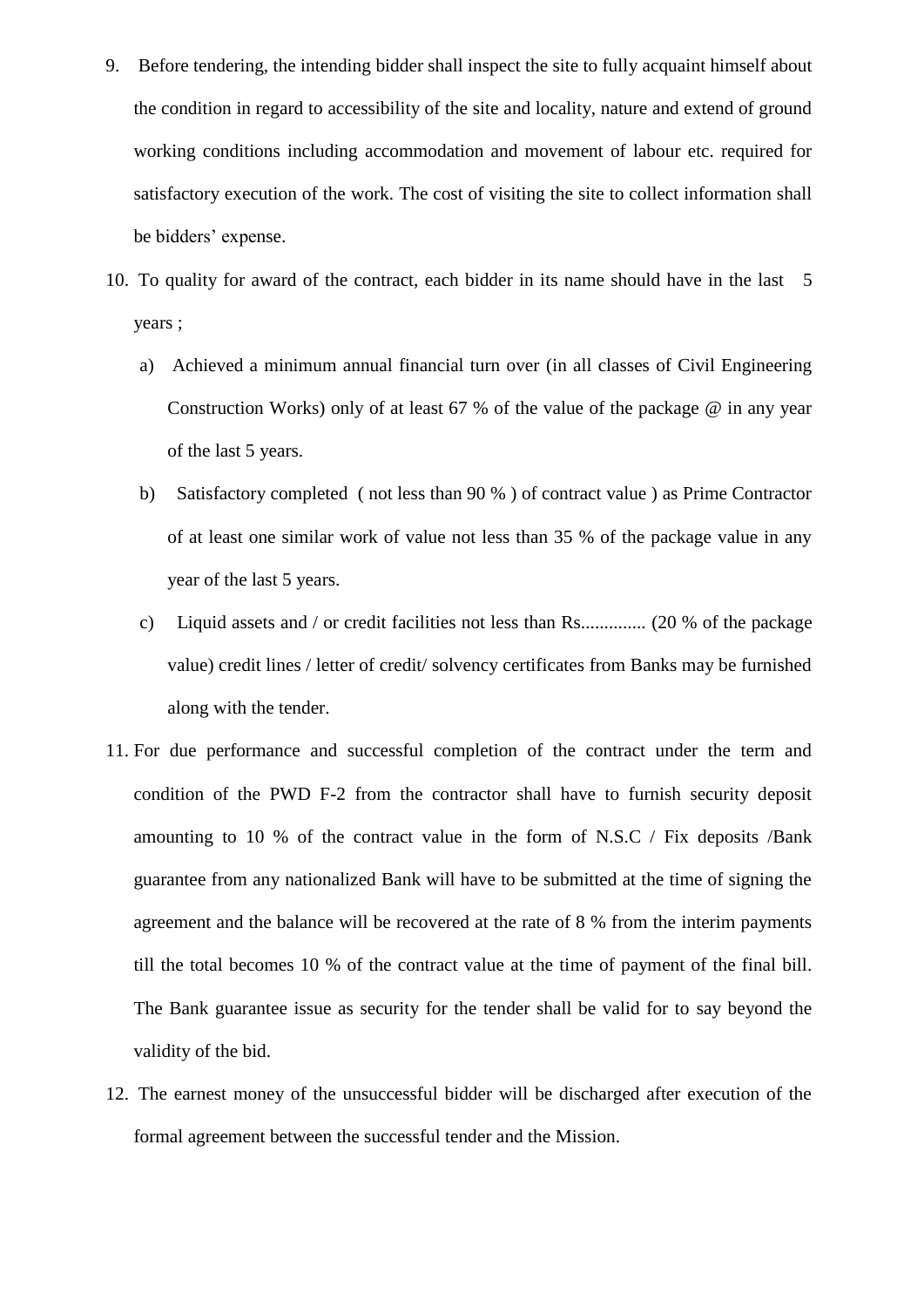9. Before tendering, the intending bidder shall inspect the site to fully acquaint himself about the condition in regard to accessibility of the site and locality, nature and extend of ground working conditions including accommodation and movement of labour etc. required for satisfactory execution of the work. The cost of visiting the site to collect information shall be bidders' expense.

10. To quality for award of the contract, each bidder in its name should have in the last 5 years ;

    a) Achieved a minimum annual financial turn over (in all classes of Civil Engineering Construction Works) only of at least 67 % of the value of the package @ in any year of the last 5 years.

    b) Satisfactory completed ( not less than 90 % ) of contract value ) as Prime Contractor of at least one similar work of value not less than 35 % of the package value in any year of the last 5 years.

    c) Liquid assets and / or credit facilities not less than Rs.............. (20 % of the package value) credit lines / letter of credit/ solvency certificates from Banks may be furnished along with the tender.

11. For due performance and successful completion of the contract under the term and condition of the PWD F-2 from the contractor shall have to furnish security deposit amounting to 10 % of the contract value in the form of N.S.C / Fix deposits /Bank guarantee from any nationalized Bank will have to be submitted at the time of signing the agreement and the balance will be recovered at the rate of 8 % from the interim payments till the total becomes 10 % of the contract value at the time of payment of the final bill. The Bank guarantee issue as security for the tender shall be valid for to say beyond the validity of the bid.

12. The earnest money of the unsuccessful bidder will be discharged after execution of the formal agreement between the successful tender and the Mission.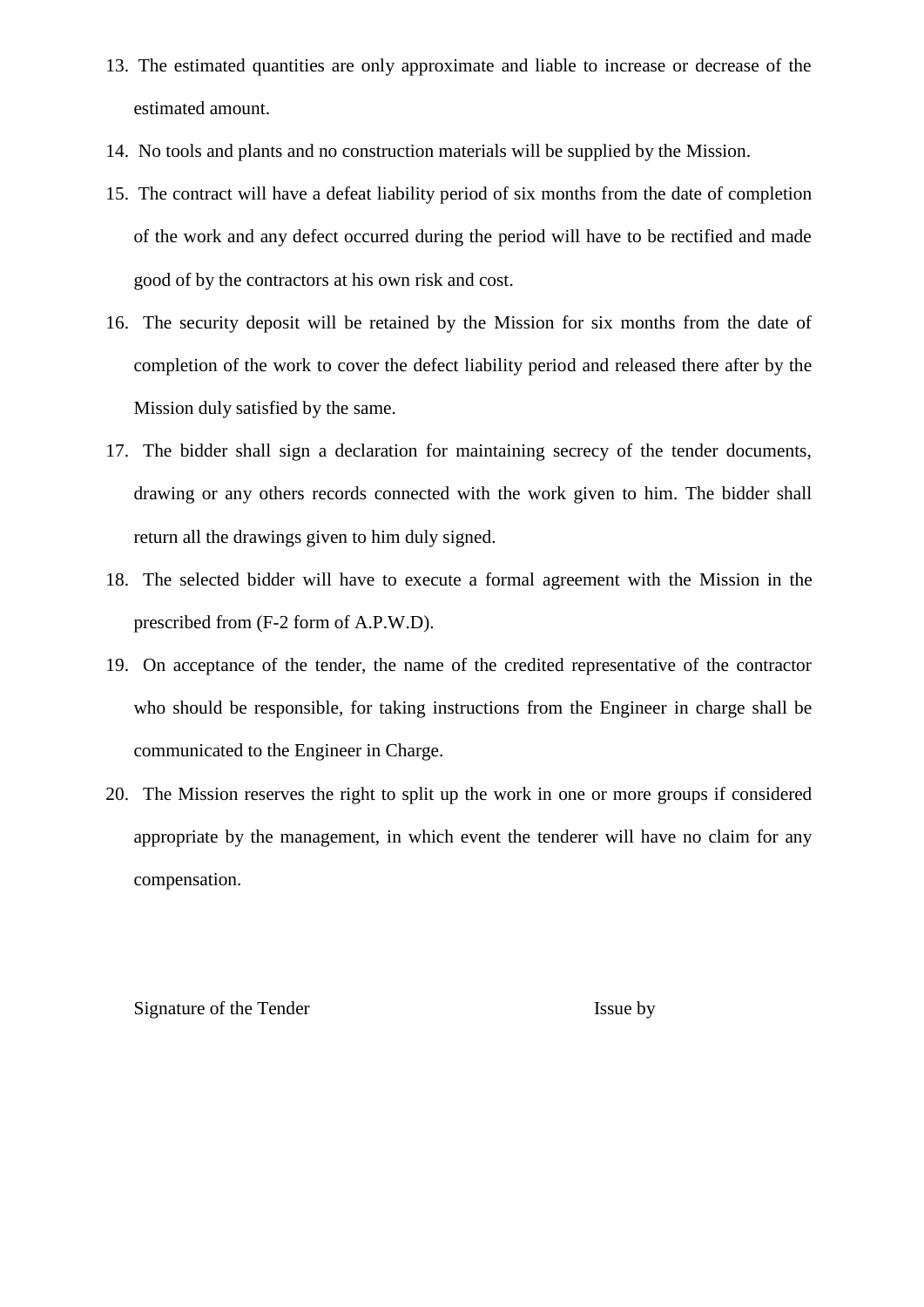13. The estimated quantities are only approximate and liable to increase or decrease of the estimated amount.
14. No tools and plants and no construction materials will be supplied by the Mission.
15. The contract will have a defeat liability period of six months from the date of completion of the work and any defect occurred during the period will have to be rectified and made good of by the contractors at his own risk and cost.
16. The security deposit will be retained by the Mission for six months from the date of completion of the work to cover the defect liability period and released there after by the Mission duly satisfied by the same.
17. The bidder shall sign a declaration for maintaining secrecy of the tender documents, drawing or any others records connected with the work given to him. The bidder shall return all the drawings given to him duly signed.
18. The selected bidder will have to execute a formal agreement with the Mission in the prescribed from (F-2 form of A.P.W.D).
19. On acceptance of the tender, the name of the credited representative of the contractor who should be responsible, for taking instructions from the Engineer in charge shall be communicated to the Engineer in Charge.
20. The Mission reserves the right to split up the work in one or more groups if considered appropriate by the management, in which event the tenderer will have no claim for any compensation.

Signature of the Tender                                        Issue by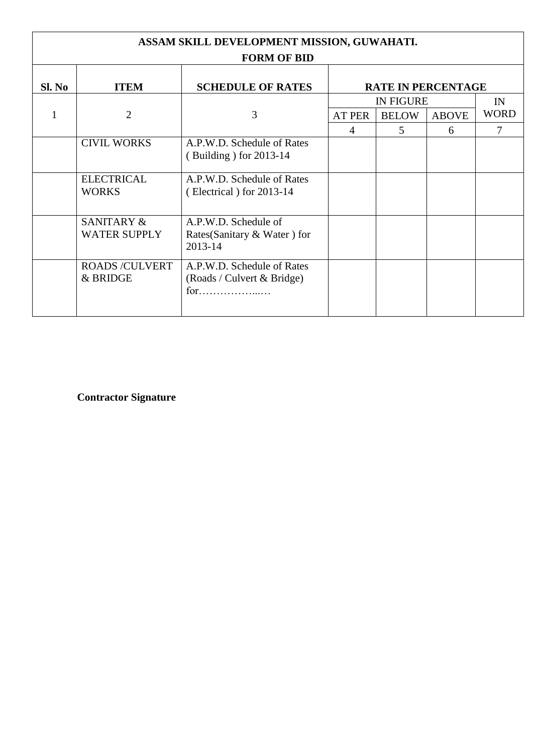# ASSAM SKILL DEVELOPMENT MISSION, GUWAHATI.

## FORM OF BID

| Sl. No | ITEM | SCHEDULE OF RATES | RATE IN PERCENTAGE | | | |
|---|---|---|---|---|---|---|
| | | | IN FIGURE | | | IN WORD |
| 1 | 2 | 3 | AT PER | BELOW | ABOVE | |
| | | | 4 | 5 | 6 | 7 |
| | CIVIL WORKS | A.P.W.D. Schedule of Rates ( Building ) for 2013-14 | | | | |
| | ELECTRICAL WORKS | A.P.W.D. Schedule of Rates ( Electrical ) for 2013-14 | | | | |
| | SANITARY & WATER SUPPLY | A.P.W.D. Schedule of Rates(Sanitary & Water ) for 2013-14 | | | | |
| | ROADS /CULVERT & BRIDGE | A.P.W.D. Schedule of Rates (Roads / Culvert & Bridge) for……………...… | | | | |

**Contractor Signature**